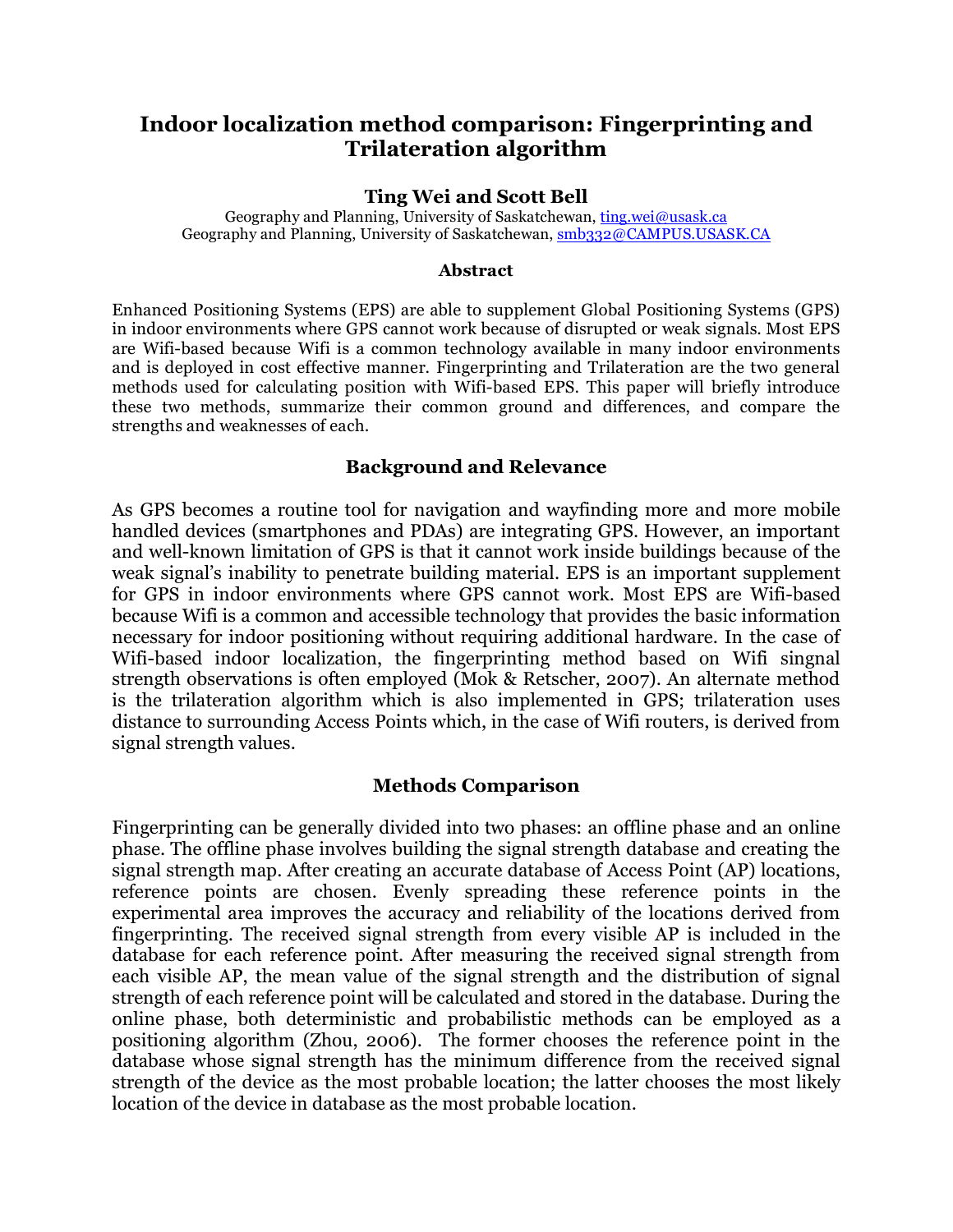# Indoor localization method comparison: Fingerprinting and Trilateration algorithm

**Ting Wei and Scott Bell**

Geography and Planning, University of Saskatchewan, ting.wei@usask.ca
Geography and Planning, University of Saskatchewan, smb332@CAMPUS.USASK.CA

### Abstract

Enhanced Positioning Systems (EPS) are able to supplement Global Positioning Systems (GPS) in indoor environments where GPS cannot work because of disrupted or weak signals. Most EPS are Wifi-based because Wifi is a common technology available in many indoor environments and is deployed in cost effective manner. Fingerprinting and Trilateration are the two general methods used for calculating position with Wifi-based EPS. This paper will briefly introduce these two methods, summarize their common ground and differences, and compare the strengths and weaknesses of each.

## Background and Relevance

As GPS becomes a routine tool for navigation and wayfinding more and more mobile handled devices (smartphones and PDAs) are integrating GPS. However, an important and well-known limitation of GPS is that it cannot work inside buildings because of the weak signal's inability to penetrate building material. EPS is an important supplement for GPS in indoor environments where GPS cannot work. Most EPS are Wifi-based because Wifi is a common and accessible technology that provides the basic information necessary for indoor positioning without requiring additional hardware. In the case of Wifi-based indoor localization, the fingerprinting method based on Wifi singnal strength observations is often employed (Mok & Retscher, 2007). An alternate method is the trilateration algorithm which is also implemented in GPS; trilateration uses distance to surrounding Access Points which, in the case of Wifi routers, is derived from signal strength values.

## Methods Comparison

Fingerprinting can be generally divided into two phases: an offline phase and an online phase. The offline phase involves building the signal strength database and creating the signal strength map. After creating an accurate database of Access Point (AP) locations, reference points are chosen. Evenly spreading these reference points in the experimental area improves the accuracy and reliability of the locations derived from fingerprinting. The received signal strength from every visible AP is included in the database for each reference point. After measuring the received signal strength from each visible AP, the mean value of the signal strength and the distribution of signal strength of each reference point will be calculated and stored in the database. During the online phase, both deterministic and probabilistic methods can be employed as a positioning algorithm (Zhou, 2006). The former chooses the reference point in the database whose signal strength has the minimum difference from the received signal strength of the device as the most probable location; the latter chooses the most likely location of the device in database as the most probable location.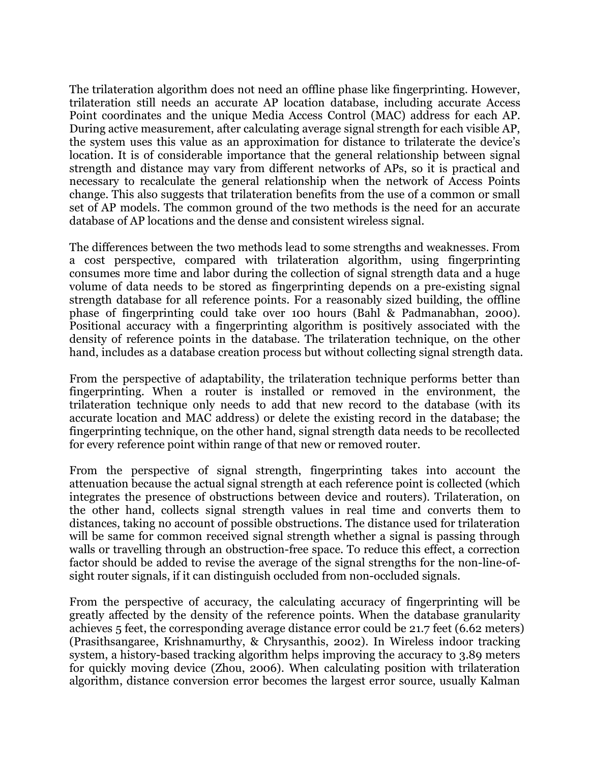The trilateration algorithm does not need an offline phase like fingerprinting. However, trilateration still needs an accurate AP location database, including accurate Access Point coordinates and the unique Media Access Control (MAC) address for each AP. During active measurement, after calculating average signal strength for each visible AP, the system uses this value as an approximation for distance to trilaterate the device's location. It is of considerable importance that the general relationship between signal strength and distance may vary from different networks of APs, so it is practical and necessary to recalculate the general relationship when the network of Access Points change. This also suggests that trilateration benefits from the use of a common or small set of AP models. The common ground of the two methods is the need for an accurate database of AP locations and the dense and consistent wireless signal.

The differences between the two methods lead to some strengths and weaknesses. From a cost perspective, compared with trilateration algorithm, using fingerprinting consumes more time and labor during the collection of signal strength data and a huge volume of data needs to be stored as fingerprinting depends on a pre-existing signal strength database for all reference points. For a reasonably sized building, the offline phase of fingerprinting could take over 100 hours (Bahl & Padmanabhan, 2000). Positional accuracy with a fingerprinting algorithm is positively associated with the density of reference points in the database. The trilateration technique, on the other hand, includes as a database creation process but without collecting signal strength data.

From the perspective of adaptability, the trilateration technique performs better than fingerprinting. When a router is installed or removed in the environment, the trilateration technique only needs to add that new record to the database (with its accurate location and MAC address) or delete the existing record in the database; the fingerprinting technique, on the other hand, signal strength data needs to be recollected for every reference point within range of that new or removed router.

From the perspective of signal strength, fingerprinting takes into account the attenuation because the actual signal strength at each reference point is collected (which integrates the presence of obstructions between device and routers). Trilateration, on the other hand, collects signal strength values in real time and converts them to distances, taking no account of possible obstructions. The distance used for trilateration will be same for common received signal strength whether a signal is passing through walls or travelling through an obstruction-free space. To reduce this effect, a correction factor should be added to revise the average of the signal strengths for the non-line-of-sight router signals, if it can distinguish occluded from non-occluded signals.

From the perspective of accuracy, the calculating accuracy of fingerprinting will be greatly affected by the density of the reference points. When the database granularity achieves 5 feet, the corresponding average distance error could be 21.7 feet (6.62 meters) (Prasithsangaree, Krishnamurthy, & Chrysanthis, 2002). In Wireless indoor tracking system, a history-based tracking algorithm helps improving the accuracy to 3.89 meters for quickly moving device (Zhou, 2006). When calculating position with trilateration algorithm, distance conversion error becomes the largest error source, usually Kalman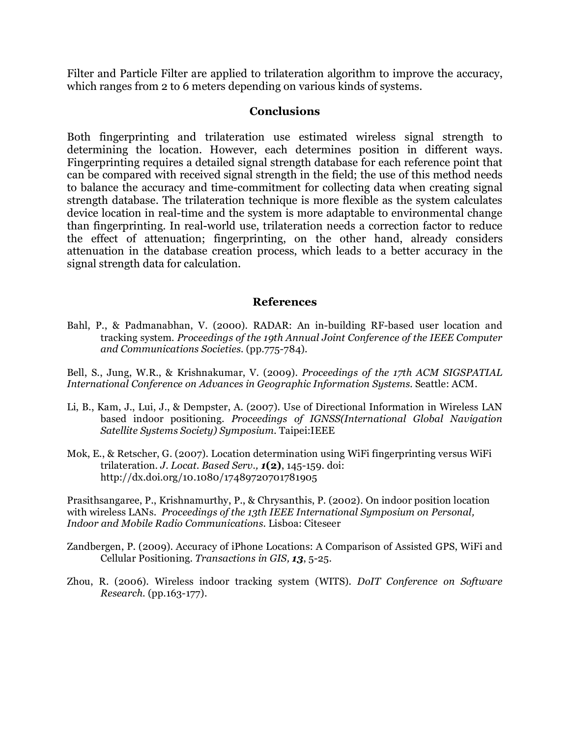Filter and Particle Filter are applied to trilateration algorithm to improve the accuracy, which ranges from 2 to 6 meters depending on various kinds of systems.

## Conclusions

Both fingerprinting and trilateration use estimated wireless signal strength to determining the location. However, each determines position in different ways. Fingerprinting requires a detailed signal strength database for each reference point that can be compared with received signal strength in the field; the use of this method needs to balance the accuracy and time-commitment for collecting data when creating signal strength database. The trilateration technique is more flexible as the system calculates device location in real-time and the system is more adaptable to environmental change than fingerprinting. In real-world use, trilateration needs a correction factor to reduce the effect of attenuation; fingerprinting, on the other hand, already considers attenuation in the database creation process, which leads to a better accuracy in the signal strength data for calculation.

## References

Bahl, P., & Padmanabhan, V. (2000). RADAR: An in-building RF-based user location and tracking system. *Proceedings of the 19th Annual Joint Conference of the IEEE Computer and Communications Societies.* (pp.775-784).

Bell, S., Jung, W.R., & Krishnakumar, V. (2009). *Proceedings of the 17th ACM SIGSPATIAL International Conference on Advances in Geographic Information Systems.* Seattle: ACM.

Li, B., Kam, J., Lui, J., & Dempster, A. (2007). Use of Directional Information in Wireless LAN based indoor positioning. *Proceedings of IGNSS(International Global Navigation Satellite Systems Society) Symposium.* Taipei:IEEE

Mok, E., & Retscher, G. (2007). Location determination using WiFi fingerprinting versus WiFi trilateration. *J. Locat. Based Serv., **1*****(2)**, 145-159. doi: http://dx.doi.org/10.1080/17489720701781905

Prasithsangaree, P., Krishnamurthy, P., & Chrysanthis, P. (2002). On indoor position location with wireless LANs. *Proceedings of the 13th IEEE International Symposium on Personal, Indoor and Mobile Radio Communications.* Lisboa: Citeseer

Zandbergen, P. (2009). Accuracy of iPhone Locations: A Comparison of Assisted GPS, WiFi and Cellular Positioning. *Transactions in GIS, **13***, 5-25.

Zhou, R. (2006). Wireless indoor tracking system (WITS). *DoIT Conference on Software Research.* (pp.163-177).